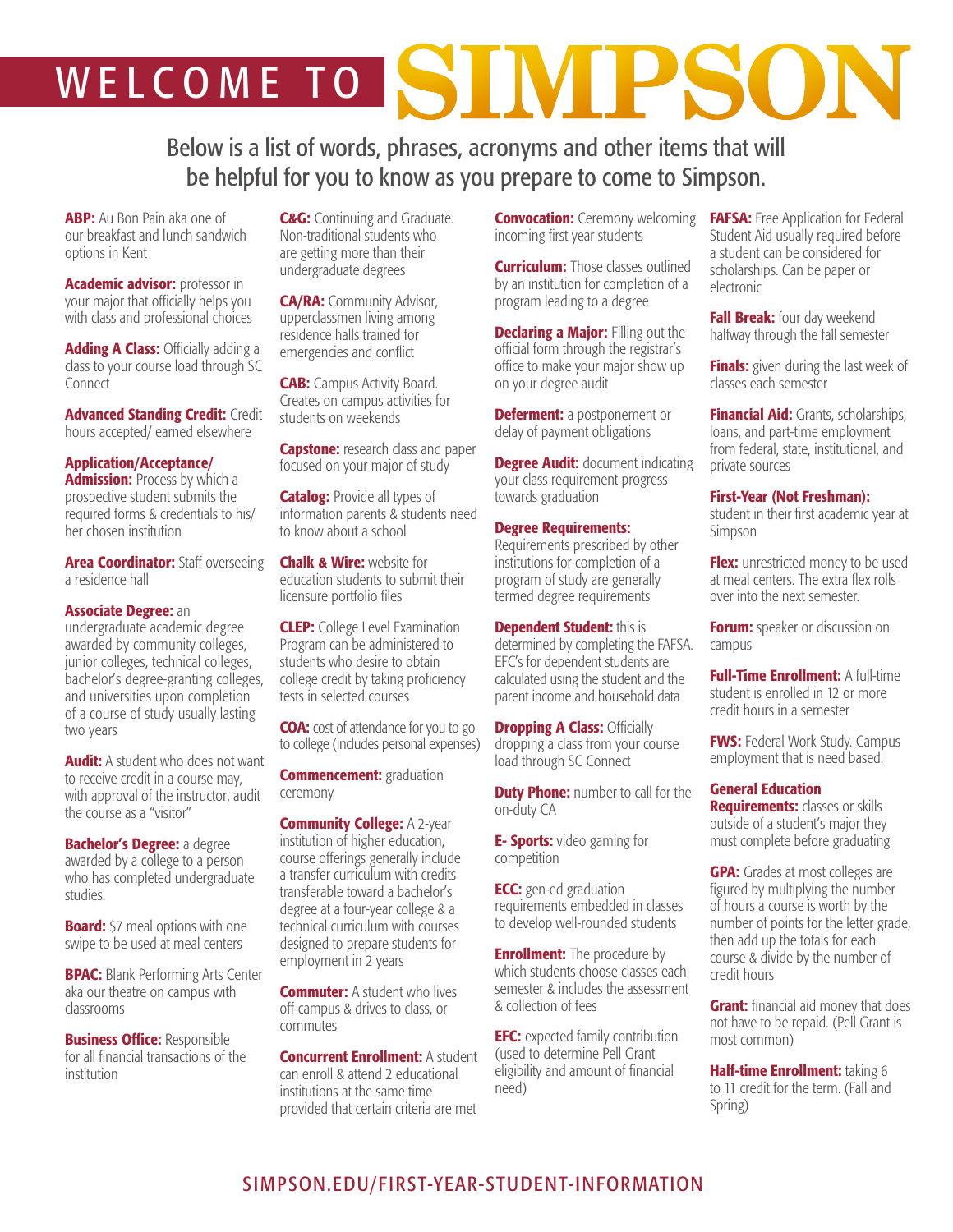# WELCOME TO SIMPSON

Below is a list of words, phrases, acronyms and other items that will be helpful for you to know as you prepare to come to Simpson.

**ABP:** Au Bon Pain aka one of our breakfast and lunch sandwich options in Kent

**Academic advisor:** professor in your major that officially helps you with class and professional choices

**Adding A Class:** Officially adding a class to your course load through SC Connect

**Advanced Standing Credit:** Credit hours accepted/ earned elsewhere

**Application/Acceptance/ Admission:** Process by which a prospective student submits the required forms & credentials to his/ her chosen institution

**Area Coordinator:** Staff overseeing a residence hall

**Associate Degree:** an undergraduate academic degree awarded by community colleges, junior colleges, technical colleges, bachelor's degree-granting colleges, and universities upon completion of a course of study usually lasting two years

**Audit:** A student who does not want to receive credit in a course may, with approval of the instructor, audit the course as a "visitor"

**Bachelor's Degree:** a degree awarded by a college to a person who has completed undergraduate studies.

**Board:** $7 meal options with one swipe to be used at meal centers

**BPAC:** Blank Performing Arts Center aka our theatre on campus with classrooms

**Business Office:** Responsible for all financial transactions of the institution

**C&G:** Continuing and Graduate. Non-traditional students who are getting more than their undergraduate degrees

**CA/RA:** Community Advisor, upperclassmen living among residence halls trained for emergencies and conflict

**CAB:** Campus Activity Board. Creates on campus activities for students on weekends

**Capstone:** research class and paper focused on your major of study

**Catalog:** Provide all types of information parents & students need to know about a school

**Chalk & Wire:** website for education students to submit their licensure portfolio files

**CLEP:** College Level Examination Program can be administered to students who desire to obtain college credit by taking proficiency tests in selected courses

**COA:** cost of attendance for you to go to college (includes personal expenses)

**Commencement:** graduation ceremony

**Community College:** A 2-year institution of higher education, course offerings generally include a transfer curriculum with credits transferable toward a bachelor's degree at a four-year college & a technical curriculum with courses designed to prepare students for employment in 2 years

**Commuter:** A student who lives off-campus & drives to class, or commutes

**Concurrent Enrollment:** A student can enroll & attend 2 educational institutions at the same time provided that certain criteria are met

**Convocation:** Ceremony welcoming incoming first year students

**Curriculum:** Those classes outlined by an institution for completion of a program leading to a degree

**Declaring a Major:** Filling out the official form through the registrar's office to make your major show up on your degree audit

**Deferment:** a postponement or delay of payment obligations

**Degree Audit:** document indicating your class requirement progress towards graduation

**Degree Requirements:** Requirements prescribed by other institutions for completion of a program of study are generally termed degree requirements

**Dependent Student:** this is determined by completing the FAFSA. EFC's for dependent students are calculated using the student and the parent income and household data

**Dropping A Class:** Officially dropping a class from your course load through SC Connect

**Duty Phone:** number to call for the on-duty CA

**E- Sports:** video gaming for competition

**ECC:** gen-ed graduation requirements embedded in classes to develop well-rounded students

**Enrollment:** The procedure by which students choose classes each semester & includes the assessment & collection of fees

**EFC:** expected family contribution (used to determine Pell Grant eligibility and amount of financial need)

**FAFSA:** Free Application for Federal Student Aid usually required before a student can be considered for scholarships. Can be paper or electronic

**Fall Break:** four day weekend halfway through the fall semester

**Finals:** given during the last week of classes each semester

**Financial Aid:** Grants, scholarships, loans, and part-time employment from federal, state, institutional, and private sources

**First-Year (Not Freshman):** student in their first academic year at Simpson

**Flex:** unrestricted money to be used at meal centers. The extra flex rolls over into the next semester.

**Forum:** speaker or discussion on campus

**Full-Time Enrollment:** A full-time student is enrolled in 12 or more credit hours in a semester

**FWS:** Federal Work Study. Campus employment that is need based.

**General Education Requirements:** classes or skills outside of a student's major they must complete before graduating

**GPA:** Grades at most colleges are figured by multiplying the number of hours a course is worth by the number of points for the letter grade, then add up the totals for each course & divide by the number of credit hours

**Grant:** financial aid money that does not have to be repaid. (Pell Grant is most common)

**Half-time Enrollment:** taking 6 to 11 credit for the term. (Fall and Spring)

SIMPSON.EDU/FIRST-YEAR-STUDENT-INFORMATION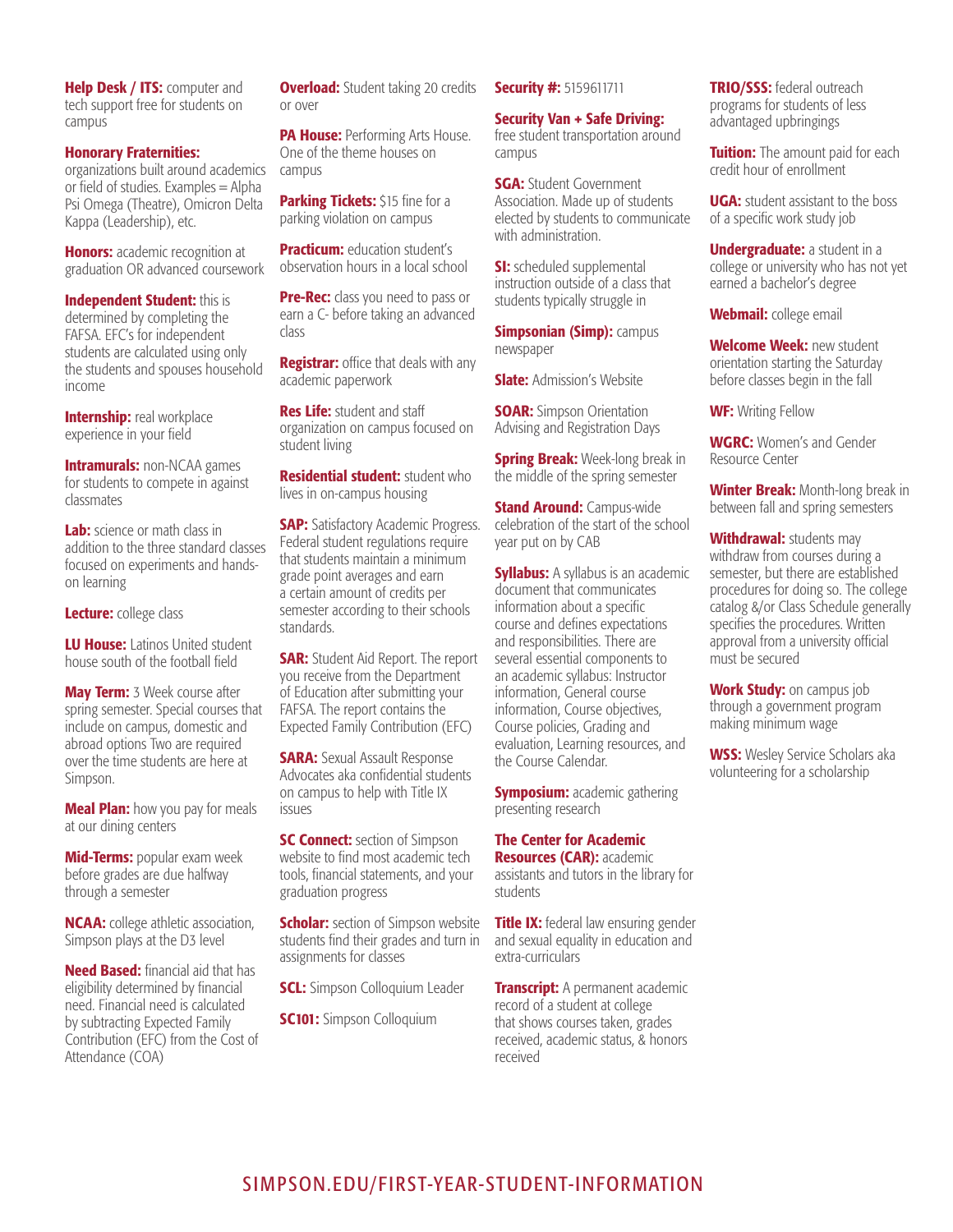**Help Desk / ITS:** computer and tech support free for students on campus

**Honorary Fraternities:** organizations built around academics or field of studies. Examples = Alpha Psi Omega (Theatre), Omicron Delta Kappa (Leadership), etc.

**Honors:** academic recognition at graduation OR advanced coursework

**Independent Student:** this is determined by completing the FAFSA. EFC's for independent students are calculated using only the students and spouses household income

**Internship:** real workplace experience in your field

**Intramurals:** non-NCAA games for students to compete in against classmates

**Lab:** science or math class in addition to the three standard classes focused on experiments and hands-on learning

**Lecture:** college class

**LU House:** Latinos United student house south of the football field

**May Term:** 3 Week course after spring semester. Special courses that include on campus, domestic and abroad options Two are required over the time students are here at Simpson.

**Meal Plan:** how you pay for meals at our dining centers

**Mid-Terms:** popular exam week before grades are due halfway through a semester

**NCAA:** college athletic association, Simpson plays at the D3 level

**Need Based:** financial aid that has eligibility determined by financial need. Financial need is calculated by subtracting Expected Family Contribution (EFC) from the Cost of Attendance (COA)

**Overload:** Student taking 20 credits or over

**PA House:** Performing Arts House. One of the theme houses on campus

**Parking Tickets:** $15 fine for a parking violation on campus

**Practicum:** education student's observation hours in a local school

**Pre-Rec:** class you need to pass or earn a C- before taking an advanced class

**Registrar:** office that deals with any academic paperwork

**Res Life:** student and staff organization on campus focused on student living

**Residential student:** student who lives in on-campus housing

**SAP:** Satisfactory Academic Progress. Federal student regulations require that students maintain a minimum grade point averages and earn a certain amount of credits per semester according to their schools standards.

**SAR:** Student Aid Report. The report you receive from the Department of Education after submitting your FAFSA. The report contains the Expected Family Contribution (EFC)

**SARA:** Sexual Assault Response Advocates aka confidential students on campus to help with Title IX issues

**SC Connect:** section of Simpson website to find most academic tech tools, financial statements, and your graduation progress

**Scholar:** section of Simpson website students find their grades and turn in assignments for classes

**SCL:** Simpson Colloquium Leader

**SC101:** Simpson Colloquium

**Security #:** 5159611711

**Security Van + Safe Driving:** free student transportation around campus

**SGA:** Student Government Association. Made up of students elected by students to communicate with administration.

**SI:** scheduled supplemental instruction outside of a class that students typically struggle in

**Simpsonian (Simp):** campus newspaper

**Slate:** Admission's Website

**SOAR:** Simpson Orientation Advising and Registration Days

**Spring Break:** Week-long break in the middle of the spring semester

**Stand Around:** Campus-wide celebration of the start of the school year put on by CAB

**Syllabus:** A syllabus is an academic document that communicates information about a specific course and defines expectations and responsibilities. There are several essential components to an academic syllabus: Instructor information, General course information, Course objectives, Course policies, Grading and evaluation, Learning resources, and the Course Calendar.

**Symposium:** academic gathering presenting research

**The Center for Academic Resources (CAR):** academic assistants and tutors in the library for students

**Title IX:** federal law ensuring gender and sexual equality in education and extra-curriculars

**Transcript:** A permanent academic record of a student at college that shows courses taken, grades received, academic status, & honors received

**TRIO/SSS:** federal outreach programs for students of less advantaged upbringings

**Tuition:** The amount paid for each credit hour of enrollment

**UGA:** student assistant to the boss of a specific work study job

**Undergraduate:** a student in a college or university who has not yet earned a bachelor's degree

**Webmail:** college email

**Welcome Week:** new student orientation starting the Saturday before classes begin in the fall

**WF:** Writing Fellow

**WGRC:** Women's and Gender Resource Center

**Winter Break:** Month-long break in between fall and spring semesters

**Withdrawal:** students may withdraw from courses during a semester, but there are established procedures for doing so. The college catalog &/or Class Schedule generally specifies the procedures. Written approval from a university official must be secured

**Work Study:** on campus job through a government program making minimum wage

**WSS:** Wesley Service Scholars aka volunteering for a scholarship

SIMPSON.EDU/FIRST-YEAR-STUDENT-INFORMATION